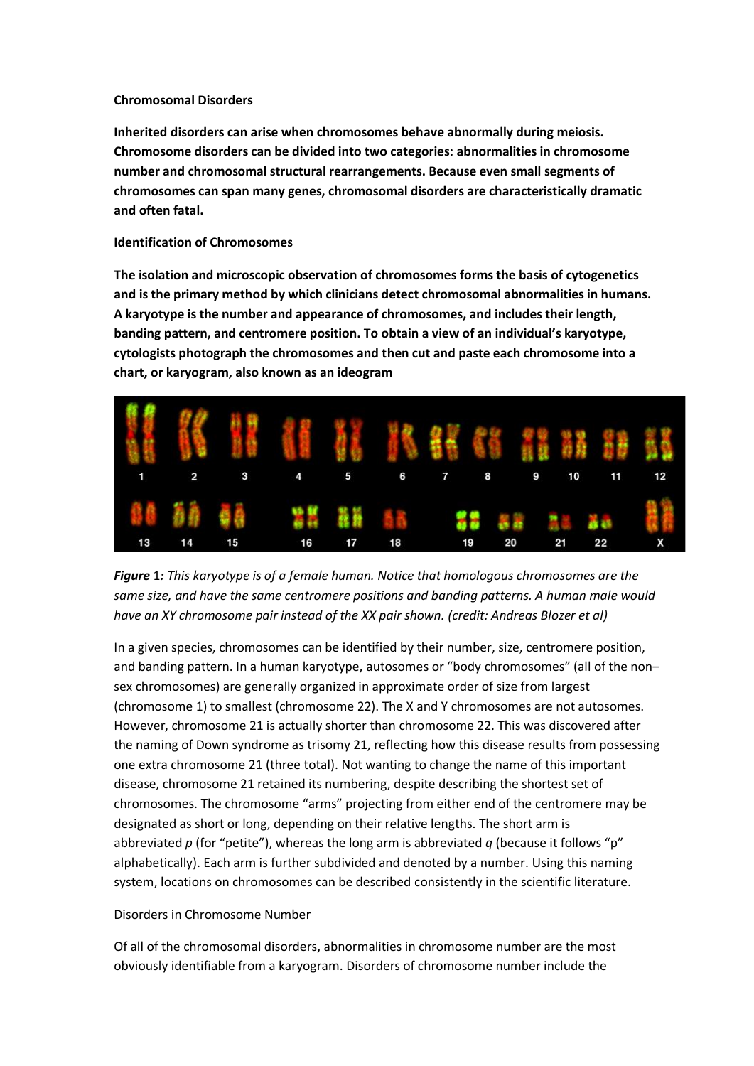**Chromosomal Disorders**

**Inherited disorders can arise when chromosomes behave abnormally during meiosis. Chromosome disorders can be divided into two categories: abnormalities in chromosome number and chromosomal structural rearrangements. Because even small segments of chromosomes can span many genes, chromosomal disorders are characteristically dramatic and often fatal.**

**Identification of Chromosomes**

**The isolation and microscopic observation of chromosomes forms the basis of cytogenetics and is the primary method by which clinicians detect chromosomal abnormalities in humans. A karyotype is the number and appearance of chromosomes, and includes their length, banding pattern, and centromere position. To obtain a view of an individual's karyotype, cytologists photograph the chromosomes and then cut and paste each chromosome into a chart, or karyogram, also known as an ideogram**

***Figure** 1: This karyotype is of a female human. Notice that homologous chromosomes are the same size, and have the same centromere positions and banding patterns. A human male would have an XY chromosome pair instead of the XX pair shown. (credit: Andreas Blozer et al)*

In a given species, chromosomes can be identified by their number, size, centromere position, and banding pattern. In a human karyotype, autosomes or "body chromosomes" (all of the non–sex chromosomes) are generally organized in approximate order of size from largest (chromosome 1) to smallest (chromosome 22). The X and Y chromosomes are not autosomes. However, chromosome 21 is actually shorter than chromosome 22. This was discovered after the naming of Down syndrome as trisomy 21, reflecting how this disease results from possessing one extra chromosome 21 (three total). Not wanting to change the name of this important disease, chromosome 21 retained its numbering, despite describing the shortest set of chromosomes. The chromosome "arms" projecting from either end of the centromere may be designated as short or long, depending on their relative lengths. The short arm is abbreviated *p* (for "petite"), whereas the long arm is abbreviated *q* (because it follows "p" alphabetically). Each arm is further subdivided and denoted by a number. Using this naming system, locations on chromosomes can be described consistently in the scientific literature.

Disorders in Chromosome Number

Of all of the chromosomal disorders, abnormalities in chromosome number are the most obviously identifiable from a karyogram. Disorders of chromosome number include the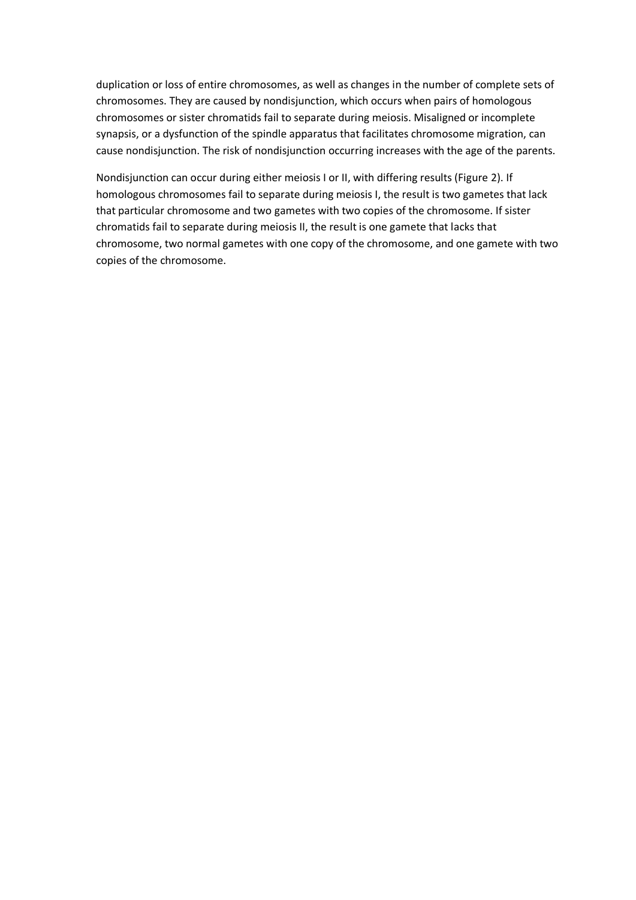duplication or loss of entire chromosomes, as well as changes in the number of complete sets of chromosomes. They are caused by nondisjunction, which occurs when pairs of homologous chromosomes or sister chromatids fail to separate during meiosis. Misaligned or incomplete synapsis, or a dysfunction of the spindle apparatus that facilitates chromosome migration, can cause nondisjunction. The risk of nondisjunction occurring increases with the age of the parents.

Nondisjunction can occur during either meiosis I or II, with differing results (Figure 2). If homologous chromosomes fail to separate during meiosis I, the result is two gametes that lack that particular chromosome and two gametes with two copies of the chromosome. If sister chromatids fail to separate during meiosis II, the result is one gamete that lacks that chromosome, two normal gametes with one copy of the chromosome, and one gamete with two copies of the chromosome.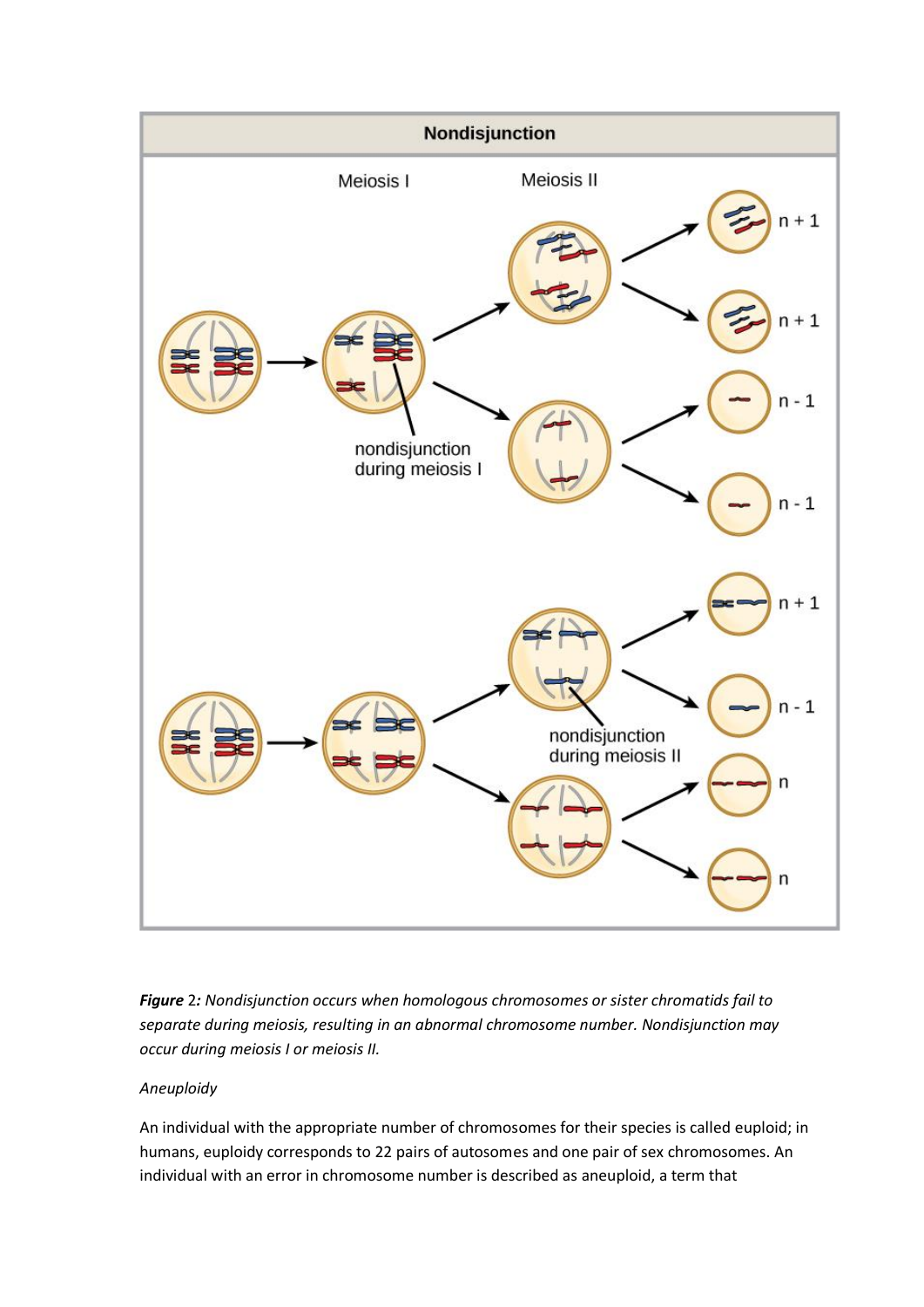***Figure** 2: Nondisjunction occurs when homologous chromosomes or sister chromatids fail to separate during meiosis, resulting in an abnormal chromosome number. Nondisjunction may occur during meiosis I or meiosis II.*

*Aneuploidy*

An individual with the appropriate number of chromosomes for their species is called euploid; in humans, euploidy corresponds to 22 pairs of autosomes and one pair of sex chromosomes. An individual with an error in chromosome number is described as aneuploid, a term that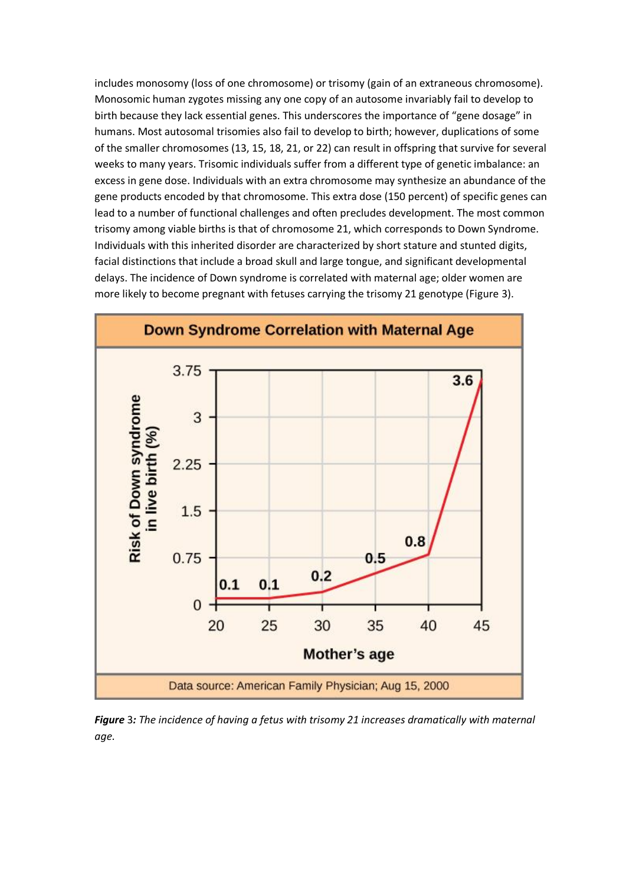includes monosomy (loss of one chromosome) or trisomy (gain of an extraneous chromosome). Monosomic human zygotes missing any one copy of an autosome invariably fail to develop to birth because they lack essential genes. This underscores the importance of "gene dosage" in humans. Most autosomal trisomies also fail to develop to birth; however, duplications of some of the smaller chromosomes (13, 15, 18, 21, or 22) can result in offspring that survive for several weeks to many years. Trisomic individuals suffer from a different type of genetic imbalance: an excess in gene dose. Individuals with an extra chromosome may synthesize an abundance of the gene products encoded by that chromosome. This extra dose (150 percent) of specific genes can lead to a number of functional challenges and often precludes development. The most common trisomy among viable births is that of chromosome 21, which corresponds to Down Syndrome. Individuals with this inherited disorder are characterized by short stature and stunted digits, facial distinctions that include a broad skull and large tongue, and significant developmental delays. The incidence of Down syndrome is correlated with maternal age; older women are more likely to become pregnant with fetuses carrying the trisomy 21 genotype (Figure 3).

**Down Syndrome Correlation with Maternal Age**

| Mother's age | Risk of Down syndrome in live birth (%) |
|---|---|
| 20 | 0.1 |
| 25 | 0.1 |
| 30 | 0.2 |
| 35 | 0.5 |
| 40 | 0.8 |
| 45 | 3.6 |

Data source: American Family Physician; Aug 15, 2000

***Figure* 3*:*** *The incidence of having a fetus with trisomy 21 increases dramatically with maternal age.*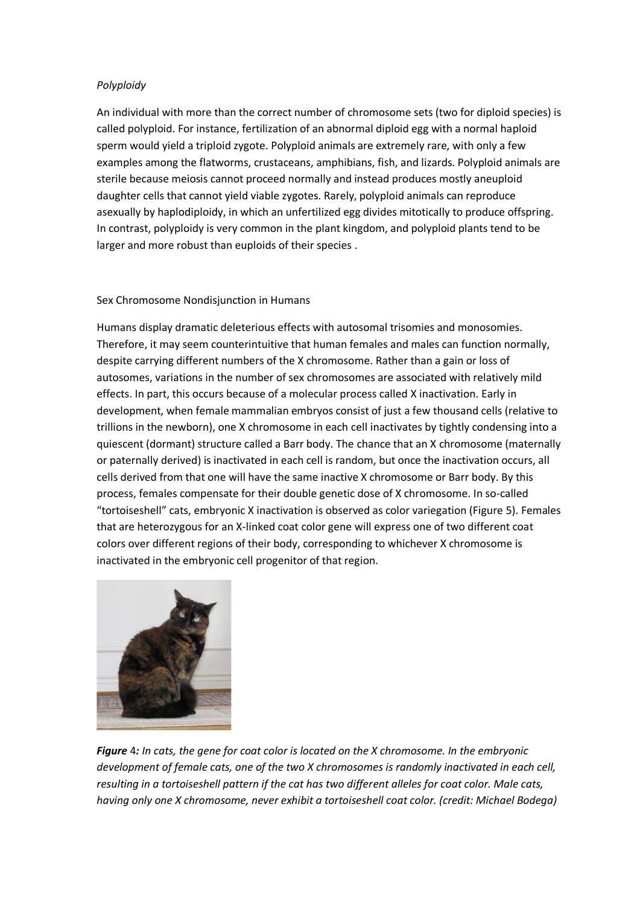*Polyploidy*

An individual with more than the correct number of chromosome sets (two for diploid species) is called polyploid. For instance, fertilization of an abnormal diploid egg with a normal haploid sperm would yield a triploid zygote. Polyploid animals are extremely rare, with only a few examples among the flatworms, crustaceans, amphibians, fish, and lizards. Polyploid animals are sterile because meiosis cannot proceed normally and instead produces mostly aneuploid daughter cells that cannot yield viable zygotes. Rarely, polyploid animals can reproduce asexually by haplodiploidy, in which an unfertilized egg divides mitotically to produce offspring. In contrast, polyploidy is very common in the plant kingdom, and polyploid plants tend to be larger and more robust than euploids of their species .

Sex Chromosome Nondisjunction in Humans

Humans display dramatic deleterious effects with autosomal trisomies and monosomies. Therefore, it may seem counterintuitive that human females and males can function normally, despite carrying different numbers of the X chromosome. Rather than a gain or loss of autosomes, variations in the number of sex chromosomes are associated with relatively mild effects. In part, this occurs because of a molecular process called X inactivation. Early in development, when female mammalian embryos consist of just a few thousand cells (relative to trillions in the newborn), one X chromosome in each cell inactivates by tightly condensing into a quiescent (dormant) structure called a Barr body. The chance that an X chromosome (maternally or paternally derived) is inactivated in each cell is random, but once the inactivation occurs, all cells derived from that one will have the same inactive X chromosome or Barr body. By this process, females compensate for their double genetic dose of X chromosome. In so-called "tortoiseshell" cats, embryonic X inactivation is observed as color variegation (Figure 5). Females that are heterozygous for an X-linked coat color gene will express one of two different coat colors over different regions of their body, corresponding to whichever X chromosome is inactivated in the embryonic cell progenitor of that region.

***Figure** 4: In cats, the gene for coat color is located on the X chromosome. In the embryonic development of female cats, one of the two X chromosomes is randomly inactivated in each cell, resulting in a tortoiseshell pattern if the cat has two different alleles for coat color. Male cats, having only one X chromosome, never exhibit a tortoiseshell coat color. (credit: Michael Bodega)*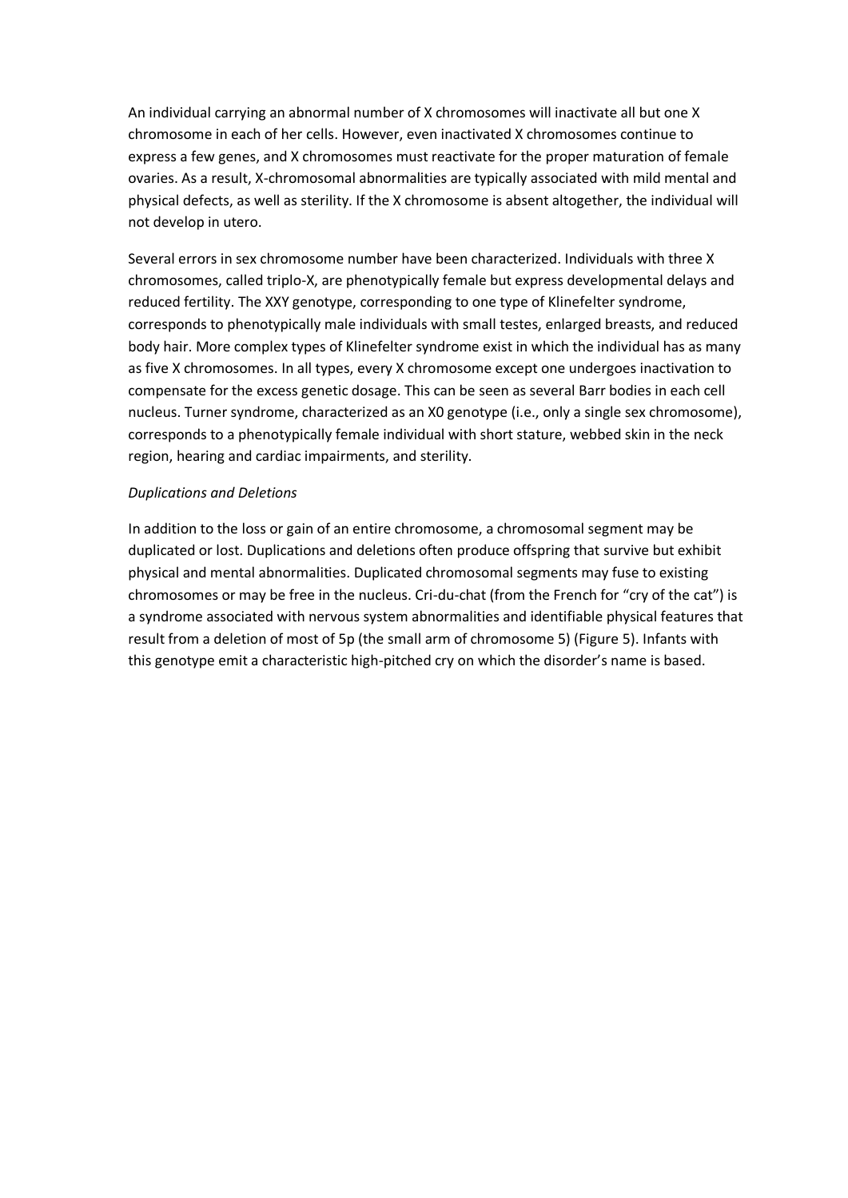An individual carrying an abnormal number of X chromosomes will inactivate all but one X chromosome in each of her cells. However, even inactivated X chromosomes continue to express a few genes, and X chromosomes must reactivate for the proper maturation of female ovaries. As a result, X-chromosomal abnormalities are typically associated with mild mental and physical defects, as well as sterility. If the X chromosome is absent altogether, the individual will not develop in utero.

Several errors in sex chromosome number have been characterized. Individuals with three X chromosomes, called triplo-X, are phenotypically female but express developmental delays and reduced fertility. The XXY genotype, corresponding to one type of Klinefelter syndrome, corresponds to phenotypically male individuals with small testes, enlarged breasts, and reduced body hair. More complex types of Klinefelter syndrome exist in which the individual has as many as five X chromosomes. In all types, every X chromosome except one undergoes inactivation to compensate for the excess genetic dosage. This can be seen as several Barr bodies in each cell nucleus. Turner syndrome, characterized as an X0 genotype (i.e., only a single sex chromosome), corresponds to a phenotypically female individual with short stature, webbed skin in the neck region, hearing and cardiac impairments, and sterility.

*Duplications and Deletions*

In addition to the loss or gain of an entire chromosome, a chromosomal segment may be duplicated or lost. Duplications and deletions often produce offspring that survive but exhibit physical and mental abnormalities. Duplicated chromosomal segments may fuse to existing chromosomes or may be free in the nucleus. Cri-du-chat (from the French for "cry of the cat") is a syndrome associated with nervous system abnormalities and identifiable physical features that result from a deletion of most of 5p (the small arm of chromosome 5) (Figure 5). Infants with this genotype emit a characteristic high-pitched cry on which the disorder's name is based.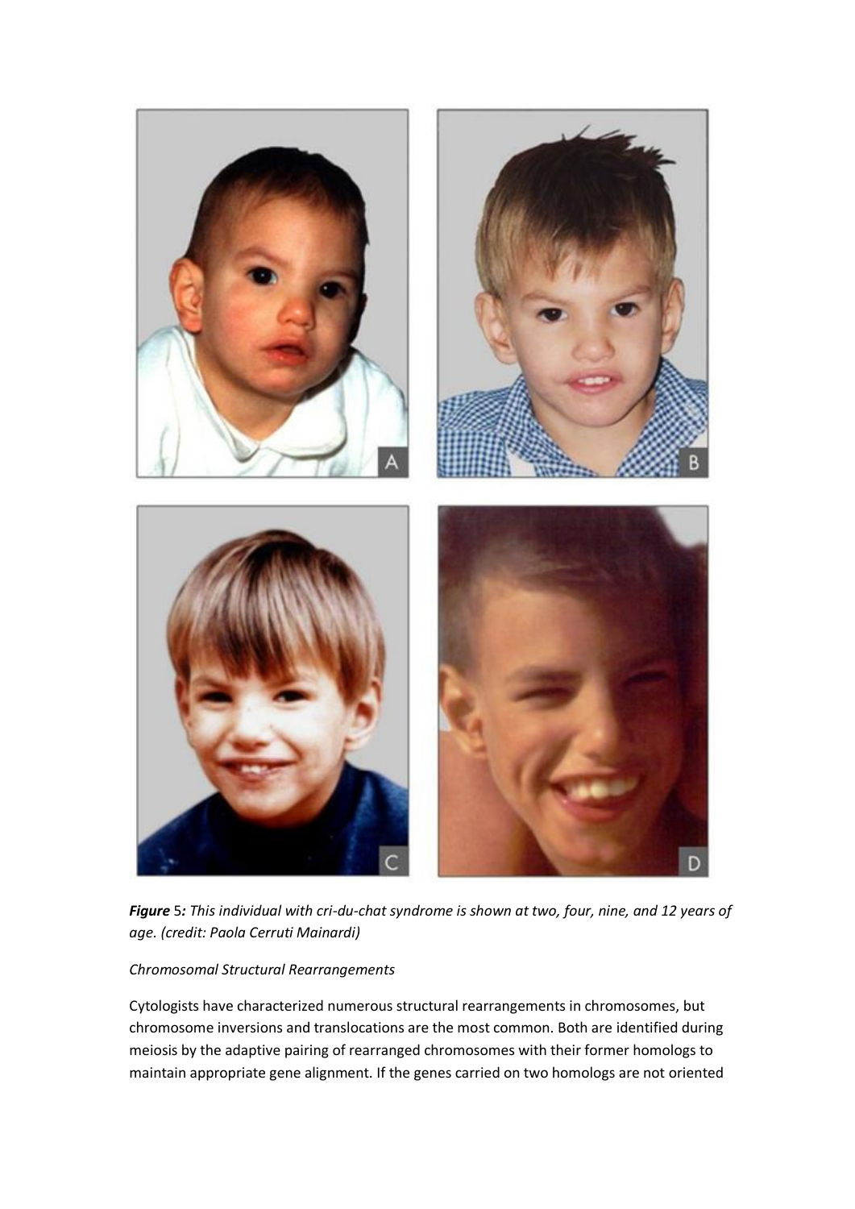***Figure*** *5: This individual with cri-du-chat syndrome is shown at two, four, nine, and 12 years of age. (credit: Paola Cerruti Mainardi)*

*Chromosomal Structural Rearrangements*

Cytologists have characterized numerous structural rearrangements in chromosomes, but chromosome inversions and translocations are the most common. Both are identified during meiosis by the adaptive pairing of rearranged chromosomes with their former homologs to maintain appropriate gene alignment. If the genes carried on two homologs are not oriented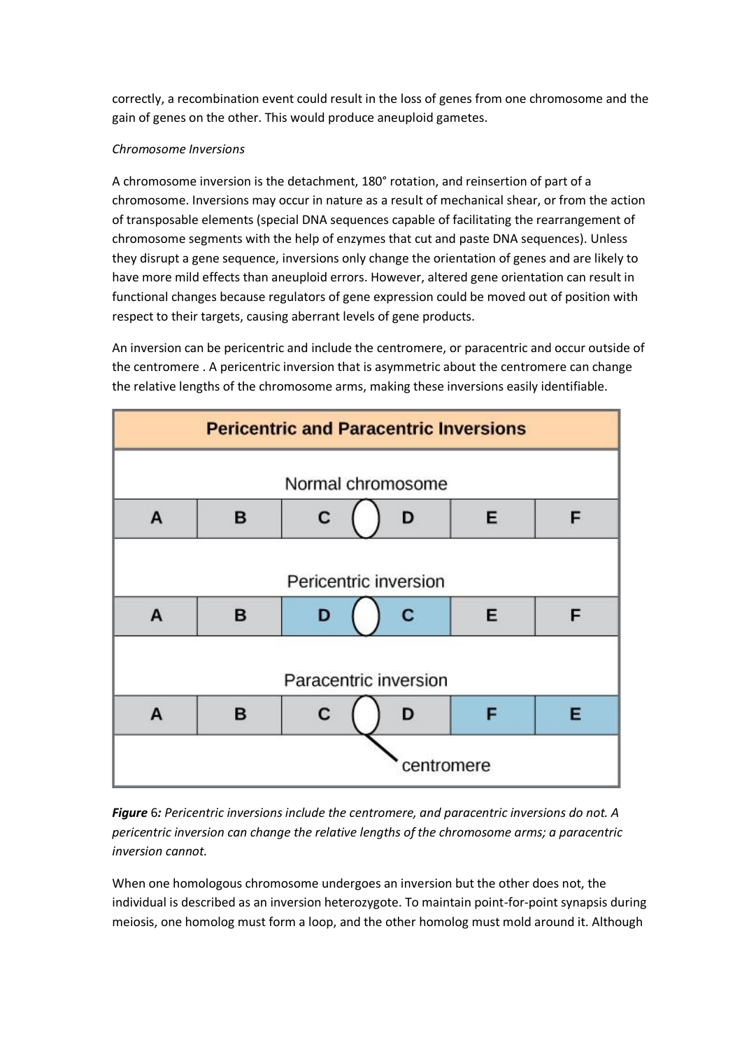correctly, a recombination event could result in the loss of genes from one chromosome and the gain of genes on the other. This would produce aneuploid gametes.

*Chromosome Inversions*

A chromosome inversion is the detachment, 180° rotation, and reinsertion of part of a chromosome. Inversions may occur in nature as a result of mechanical shear, or from the action of transposable elements (special DNA sequences capable of facilitating the rearrangement of chromosome segments with the help of enzymes that cut and paste DNA sequences). Unless they disrupt a gene sequence, inversions only change the orientation of genes and are likely to have more mild effects than aneuploid errors. However, altered gene orientation can result in functional changes because regulators of gene expression could be moved out of position with respect to their targets, causing aberrant levels of gene products.

An inversion can be pericentric and include the centromere, or paracentric and occur outside of the centromere . A pericentric inversion that is asymmetric about the centromere can change the relative lengths of the chromosome arms, making these inversions easily identifiable.

**Pericentric and Paracentric Inversions**

| | | | | | |
|---|---|---|---|---|---|
| **Normal chromosome** | | | | | |
| A | B | C | D | E | F |
| **Pericentric inversion** | | | | | |
| A | B | D | C | E | F |
| **Paracentric inversion** | | | | | |
| A | B | C | D | F | E |

centromere

***Figure*** *6: Pericentric inversions include the centromere, and paracentric inversions do not. A pericentric inversion can change the relative lengths of the chromosome arms; a paracentric inversion cannot.*

When one homologous chromosome undergoes an inversion but the other does not, the individual is described as an inversion heterozygote. To maintain point-for-point synapsis during meiosis, one homolog must form a loop, and the other homolog must mold around it. Although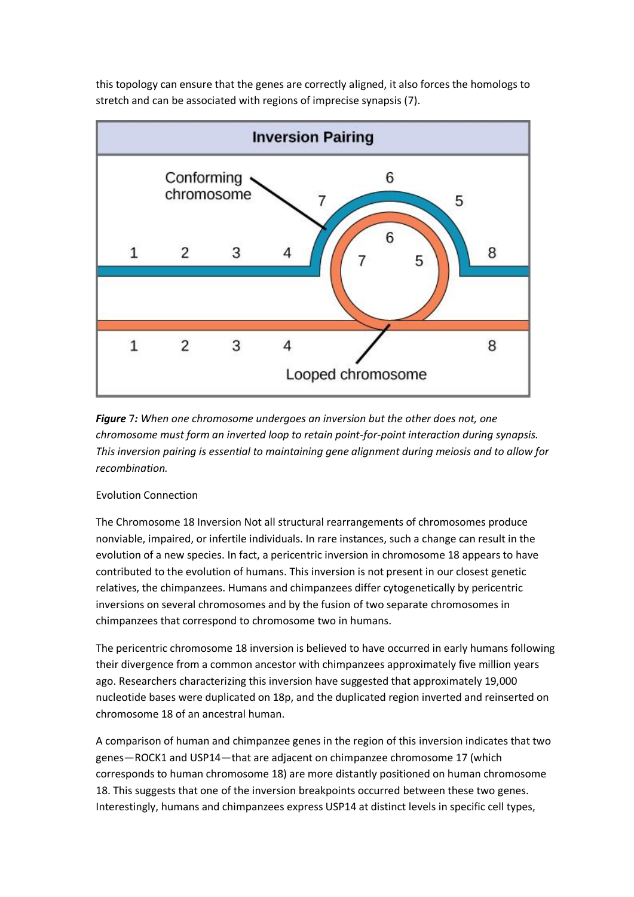this topology can ensure that the genes are correctly aligned, it also forces the homologs to stretch and can be associated with regions of imprecise synapsis (7).

***Figure** 7: When one chromosome undergoes an inversion but the other does not, one chromosome must form an inverted loop to retain point-for-point interaction during synapsis. This inversion pairing is essential to maintaining gene alignment during meiosis and to allow for recombination.*

Evolution Connection

The Chromosome 18 Inversion Not all structural rearrangements of chromosomes produce nonviable, impaired, or infertile individuals. In rare instances, such a change can result in the evolution of a new species. In fact, a pericentric inversion in chromosome 18 appears to have contributed to the evolution of humans. This inversion is not present in our closest genetic relatives, the chimpanzees. Humans and chimpanzees differ cytogenetically by pericentric inversions on several chromosomes and by the fusion of two separate chromosomes in chimpanzees that correspond to chromosome two in humans.

The pericentric chromosome 18 inversion is believed to have occurred in early humans following their divergence from a common ancestor with chimpanzees approximately five million years ago. Researchers characterizing this inversion have suggested that approximately 19,000 nucleotide bases were duplicated on 18p, and the duplicated region inverted and reinserted on chromosome 18 of an ancestral human.

A comparison of human and chimpanzee genes in the region of this inversion indicates that two genes—ROCK1 and USP14—that are adjacent on chimpanzee chromosome 17 (which corresponds to human chromosome 18) are more distantly positioned on human chromosome 18. This suggests that one of the inversion breakpoints occurred between these two genes. Interestingly, humans and chimpanzees express USP14 at distinct levels in specific cell types,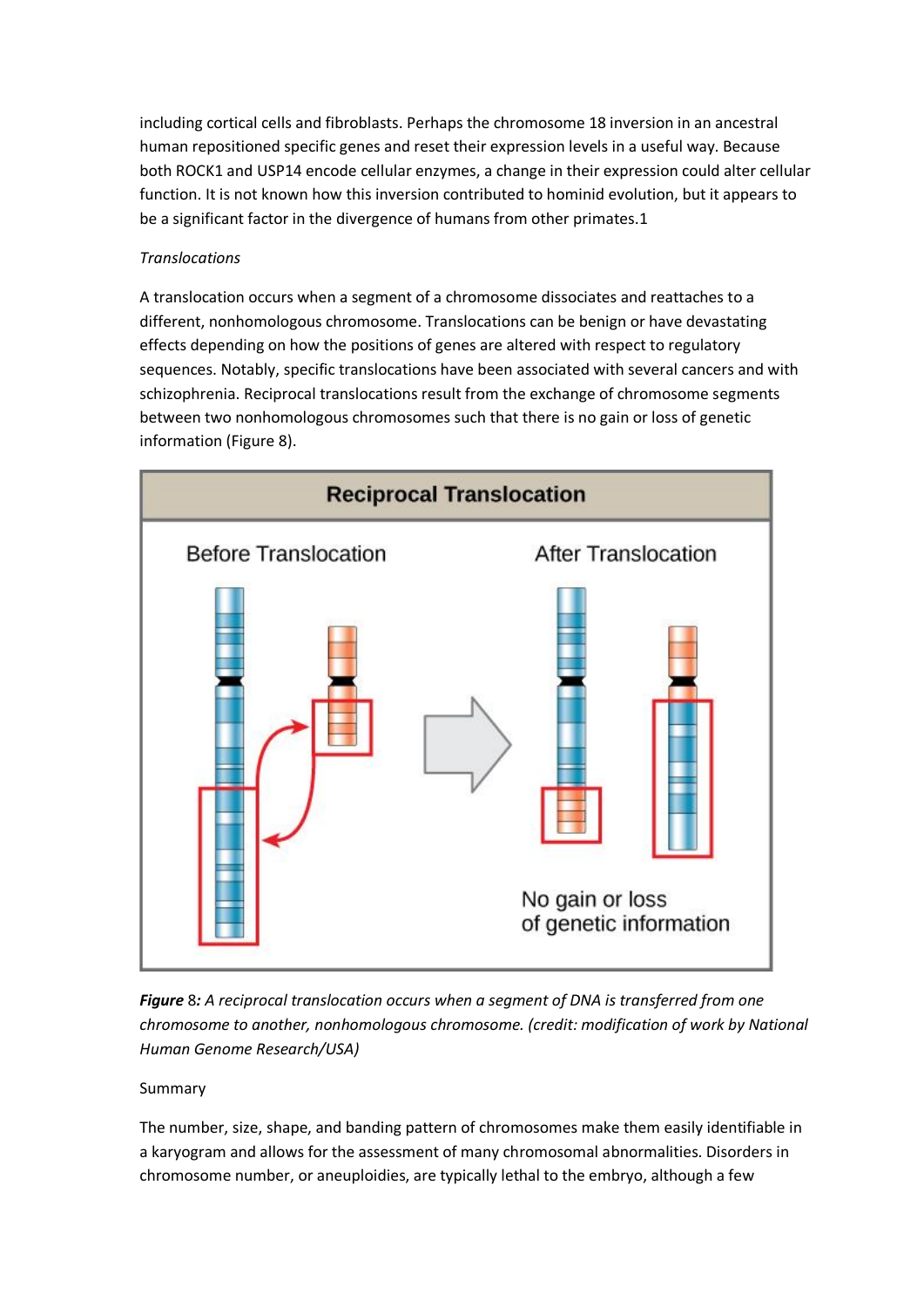including cortical cells and fibroblasts. Perhaps the chromosome 18 inversion in an ancestral human repositioned specific genes and reset their expression levels in a useful way. Because both ROCK1 and USP14 encode cellular enzymes, a change in their expression could alter cellular function. It is not known how this inversion contributed to hominid evolution, but it appears to be a significant factor in the divergence of humans from other primates.1

*Translocations*

A translocation occurs when a segment of a chromosome dissociates and reattaches to a different, nonhomologous chromosome. Translocations can be benign or have devastating effects depending on how the positions of genes are altered with respect to regulatory sequences. Notably, specific translocations have been associated with several cancers and with schizophrenia. Reciprocal translocations result from the exchange of chromosome segments between two nonhomologous chromosomes such that there is no gain or loss of genetic information (Figure 8).

***Figure** 8: A reciprocal translocation occurs when a segment of DNA is transferred from one chromosome to another, nonhomologous chromosome. (credit: modification of work by National Human Genome Research/USA)*

Summary

The number, size, shape, and banding pattern of chromosomes make them easily identifiable in a karyogram and allows for the assessment of many chromosomal abnormalities. Disorders in chromosome number, or aneuploidies, are typically lethal to the embryo, although a few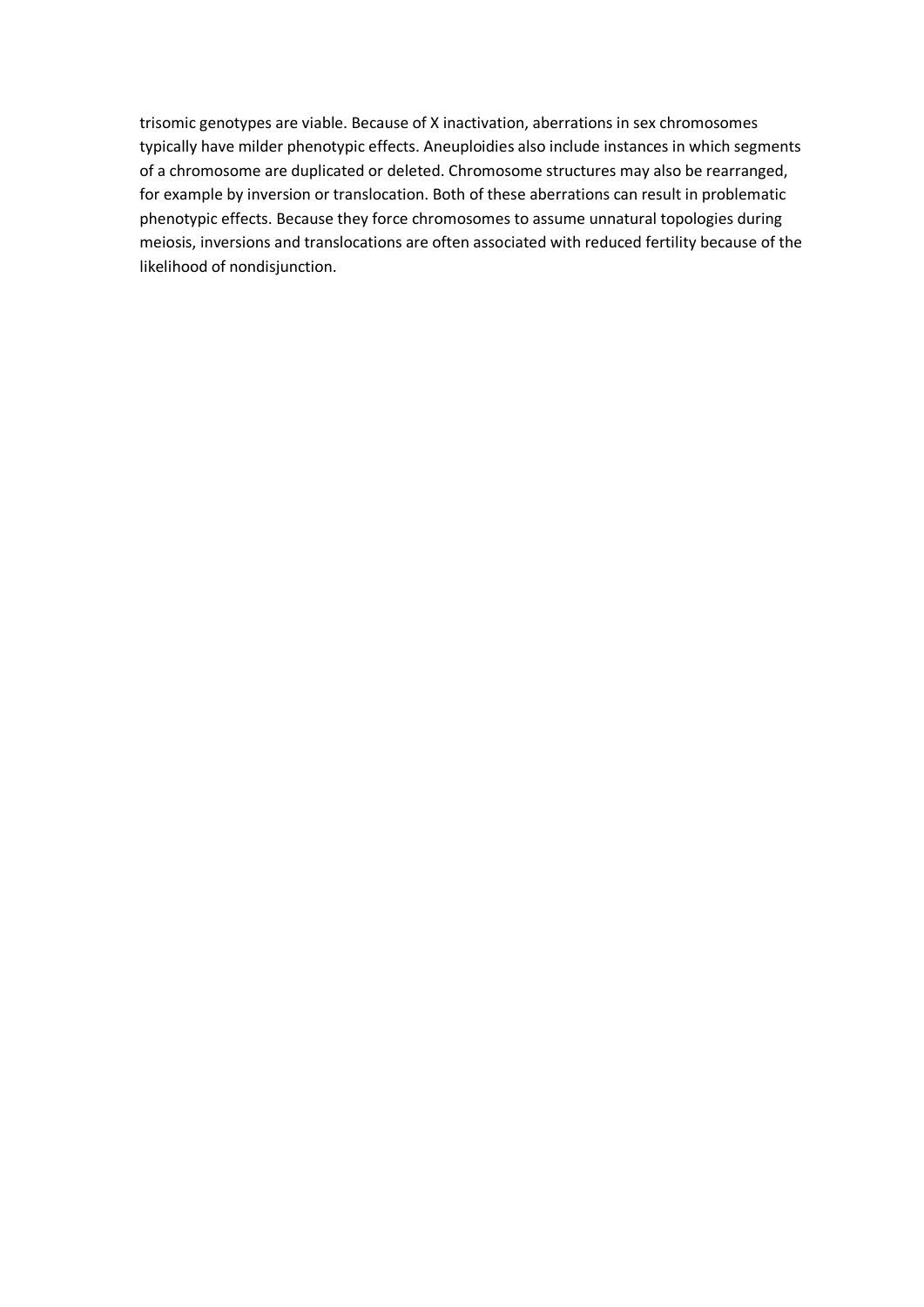trisomic genotypes are viable. Because of X inactivation, aberrations in sex chromosomes typically have milder phenotypic effects. Aneuploidies also include instances in which segments of a chromosome are duplicated or deleted. Chromosome structures may also be rearranged, for example by inversion or translocation. Both of these aberrations can result in problematic phenotypic effects. Because they force chromosomes to assume unnatural topologies during meiosis, inversions and translocations are often associated with reduced fertility because of the likelihood of nondisjunction.